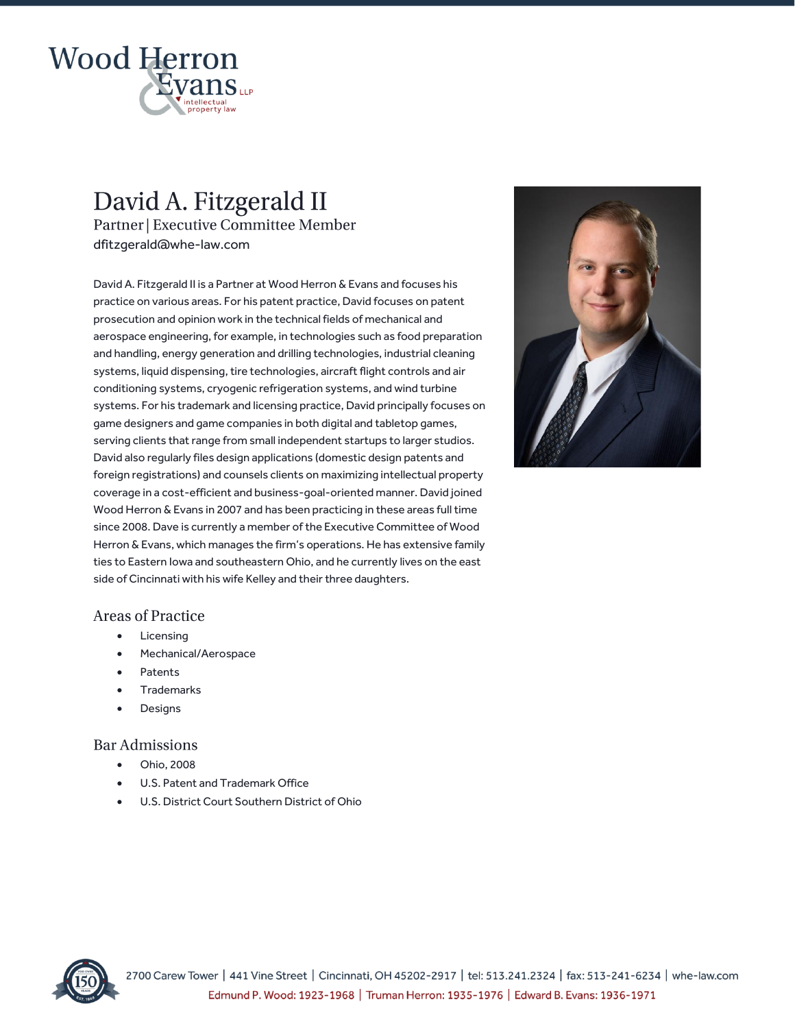Wood Herron & Evans LLP
intellectual property law

# David A. Fitzgerald II

Partner | Executive Committee Member

dfitzgerald@whe-law.com

David A. Fitzgerald II is a Partner at Wood Herron & Evans and focuses his practice on various areas. For his patent practice, David focuses on patent prosecution and opinion work in the technical fields of mechanical and aerospace engineering, for example, in technologies such as food preparation and handling, energy generation and drilling technologies, industrial cleaning systems, liquid dispensing, tire technologies, aircraft flight controls and air conditioning systems, cryogenic refrigeration systems, and wind turbine systems. For his trademark and licensing practice, David principally focuses on game designers and game companies in both digital and tabletop games, serving clients that range from small independent startups to larger studios. David also regularly files design applications (domestic design patents and foreign registrations) and counsels clients on maximizing intellectual property coverage in a cost-efficient and business-goal-oriented manner. David joined Wood Herron & Evans in 2007 and has been practicing in these areas full time since 2008. Dave is currently a member of the Executive Committee of Wood Herron & Evans, which manages the firm's operations. He has extensive family ties to Eastern Iowa and southeastern Ohio, and he currently lives on the east side of Cincinnati with his wife Kelley and their three daughters.

## Areas of Practice

- Licensing
- Mechanical/Aerospace
- Patents
- Trademarks
- Designs

## Bar Admissions

- Ohio, 2008
- U.S. Patent and Trademark Office
- U.S. District Court Southern District of Ohio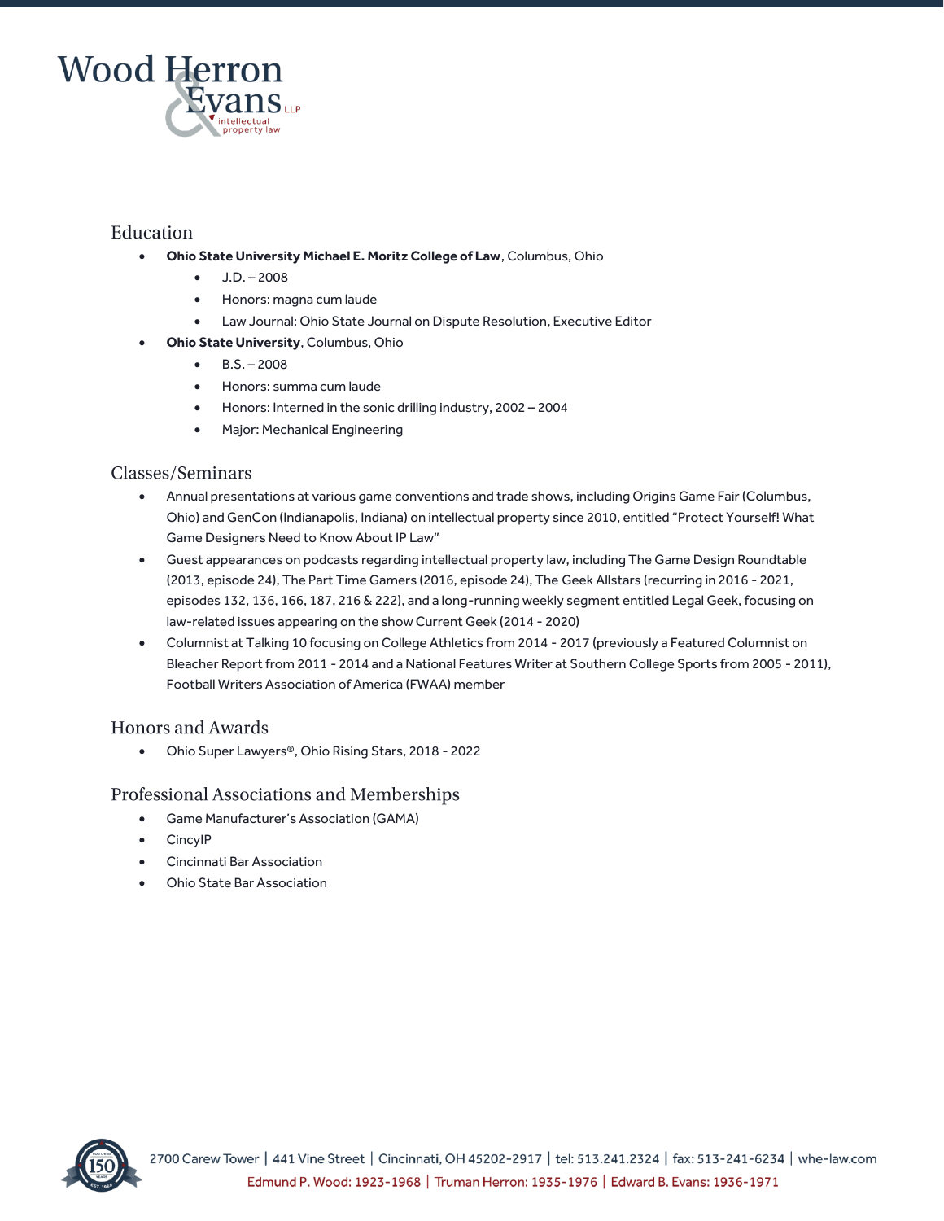## Education

- **Ohio State University Michael E. Moritz College of Law**, Columbus, Ohio
  - J.D. – 2008
  - Honors: magna cum laude
  - Law Journal: Ohio State Journal on Dispute Resolution, Executive Editor
- **Ohio State University**, Columbus, Ohio
  - B.S. – 2008
  - Honors: summa cum laude
  - Honors: Interned in the sonic drilling industry, 2002 – 2004
  - Major: Mechanical Engineering

## Classes/Seminars

- Annual presentations at various game conventions and trade shows, including Origins Game Fair (Columbus, Ohio) and GenCon (Indianapolis, Indiana) on intellectual property since 2010, entitled "Protect Yourself! What Game Designers Need to Know About IP Law"
- Guest appearances on podcasts regarding intellectual property law, including The Game Design Roundtable (2013, episode 24), The Part Time Gamers (2016, episode 24), The Geek Allstars (recurring in 2016 - 2021, episodes 132, 136, 166, 187, 216 & 222), and a long-running weekly segment entitled Legal Geek, focusing on law-related issues appearing on the show Current Geek (2014 - 2020)
- Columnist at Talking 10 focusing on College Athletics from 2014 - 2017 (previously a Featured Columnist on Bleacher Report from 2011 - 2014 and a National Features Writer at Southern College Sports from 2005 - 2011), Football Writers Association of America (FWAA) member

## Honors and Awards

- Ohio Super Lawyers®, Ohio Rising Stars, 2018 - 2022

## Professional Associations and Memberships

- Game Manufacturer's Association (GAMA)
- CincyIP
- Cincinnati Bar Association
- Ohio State Bar Association